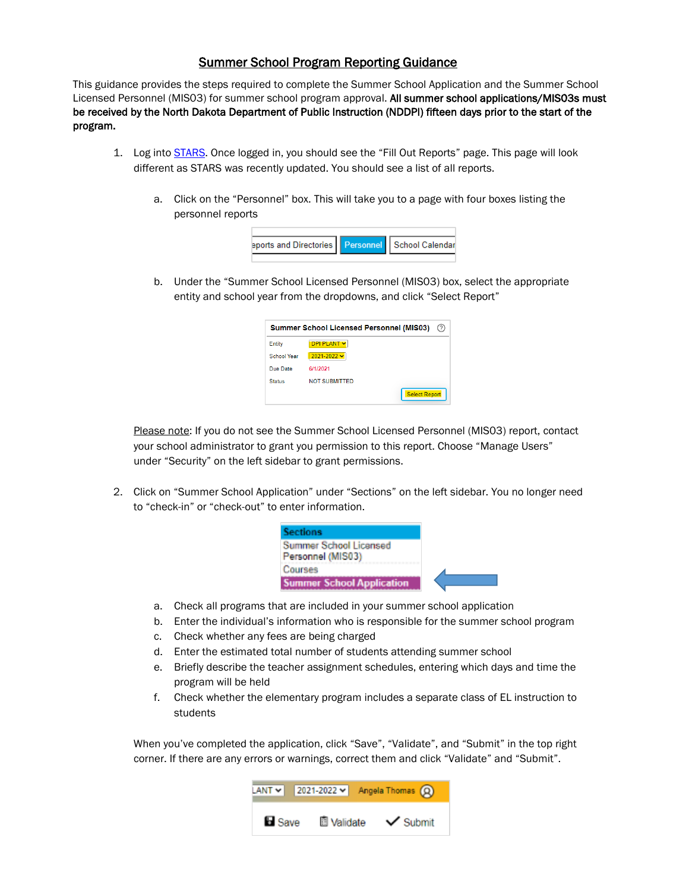# Summer School Program Reporting Guidance

This guidance provides the steps required to complete the Summer School Application and the Summer School Licensed Personnel (MIS03) for summer school program approval. **All summer school applications/MIS03s must be received by the North Dakota Department of Public Instruction (NDDPI) fifteen days prior to the start of the program.**

1. Log into STARS. Once logged in, you should see the "Fill Out Reports" page. This page will look different as STARS was recently updated. You should see a list of all reports.

    a. Click on the "Personnel" box. This will take you to a page with four boxes listing the personnel reports

    b. Under the "Summer School Licensed Personnel (MIS03) box, select the appropriate entity and school year from the dropdowns, and click "Select Report"

    Please note: If you do not see the Summer School Licensed Personnel (MIS03) report, contact your school administrator to grant you permission to this report. Choose "Manage Users" under "Security" on the left sidebar to grant permissions.

2. Click on "Summer School Application" under "Sections" on the left sidebar. You no longer need to "check-in" or "check-out" to enter information.

    a. Check all programs that are included in your summer school application
    b. Enter the individual's information who is responsible for the summer school program
    c. Check whether any fees are being charged
    d. Enter the estimated total number of students attending summer school
    e. Briefly describe the teacher assignment schedules, entering which days and time the program will be held
    f. Check whether the elementary program includes a separate class of EL instruction to students

    When you've completed the application, click "Save", "Validate", and "Submit" in the top right corner. If there are any errors or warnings, correct them and click "Validate" and "Submit".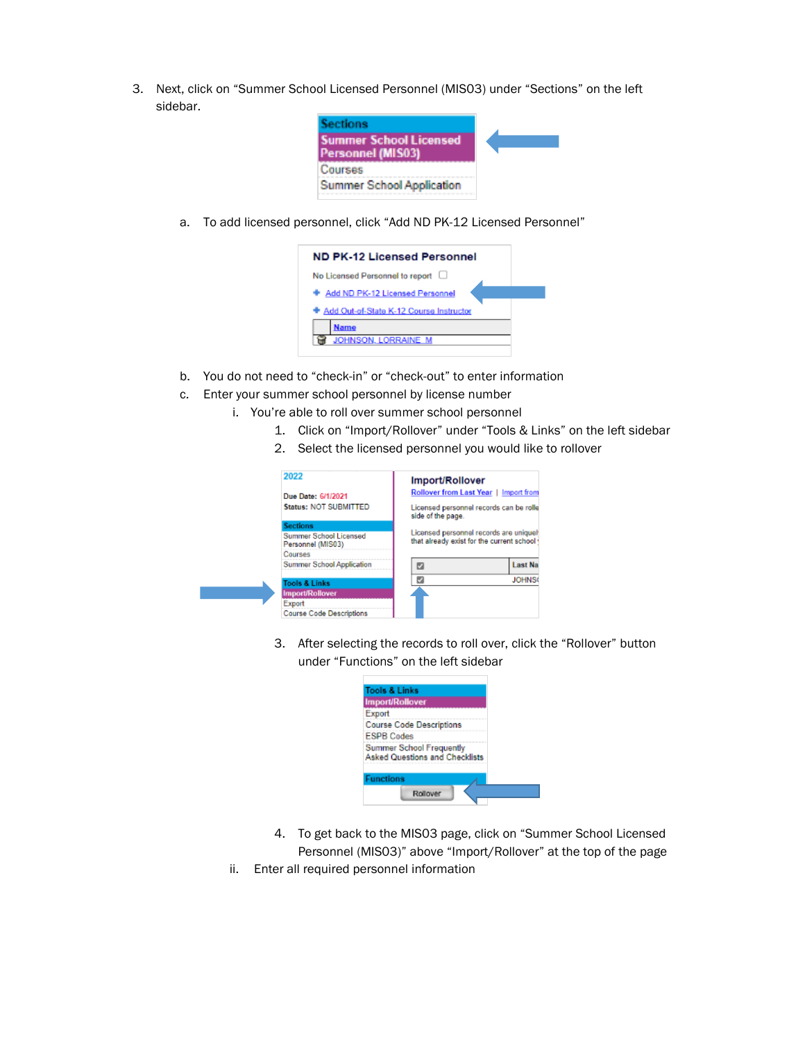3. Next, click on "Summer School Licensed Personnel (MIS03) under "Sections" on the left sidebar.

   a. To add licensed personnel, click "Add ND PK-12 Licensed Personnel"

   b. You do not need to "check-in" or "check-out" to enter information

   c. Enter your summer school personnel by license number

      i. You're able to roll over summer school personnel

         1. Click on "Import/Rollover" under "Tools & Links" on the left sidebar
         2. Select the licensed personnel you would like to rollover
         3. After selecting the records to roll over, click the "Rollover" button under "Functions" on the left sidebar
         4. To get back to the MIS03 page, click on "Summer School Licensed Personnel (MIS03)" above "Import/Rollover" at the top of the page

      ii. Enter all required personnel information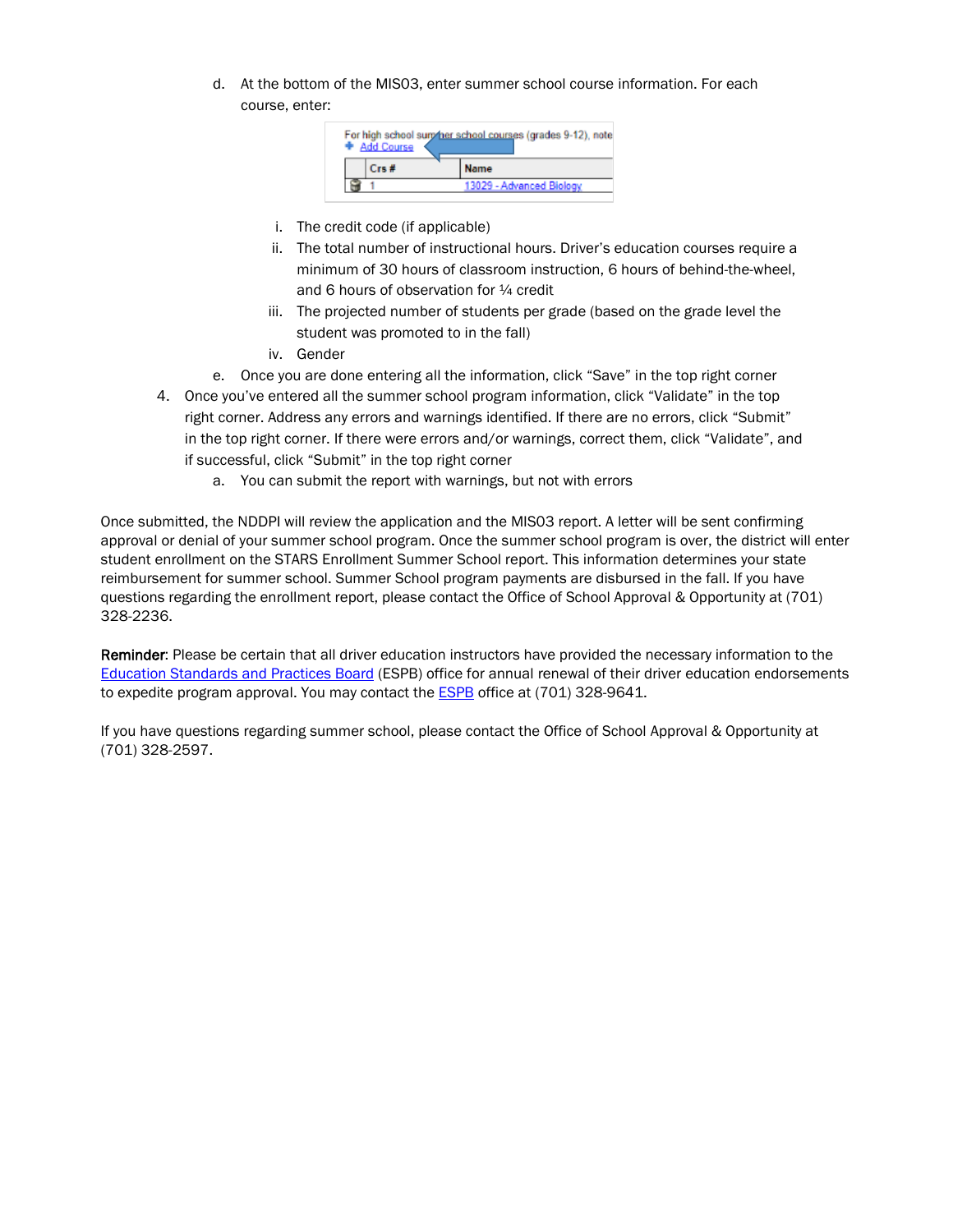d. At the bottom of the MIS03, enter summer school course information. For each course, enter:

      i. The credit code (if applicable)
      ii. The total number of instructional hours. Driver's education courses require a minimum of 30 hours of classroom instruction, 6 hours of behind-the-wheel, and 6 hours of observation for ¼ credit
      iii. The projected number of students per grade (based on the grade level the student was promoted to in the fall)
      iv. Gender

   e. Once you are done entering all the information, click "Save" in the top right corner

4. Once you've entered all the summer school program information, click "Validate" in the top right corner. Address any errors and warnings identified. If there are no errors, click "Submit" in the top right corner. If there were errors and/or warnings, correct them, click "Validate", and if successful, click "Submit" in the top right corner
   a. You can submit the report with warnings, but not with errors

Once submitted, the NDDPI will review the application and the MIS03 report. A letter will be sent confirming approval or denial of your summer school program. Once the summer school program is over, the district will enter student enrollment on the STARS Enrollment Summer School report. This information determines your state reimbursement for summer school. Summer School program payments are disbursed in the fall. If you have questions regarding the enrollment report, please contact the Office of School Approval & Opportunity at (701) 328-2236.

**Reminder**: Please be certain that all driver education instructors have provided the necessary information to the Education Standards and Practices Board (ESPB) office for annual renewal of their driver education endorsements to expedite program approval. You may contact the ESPB office at (701) 328-9641.

If you have questions regarding summer school, please contact the Office of School Approval & Opportunity at (701) 328-2597.